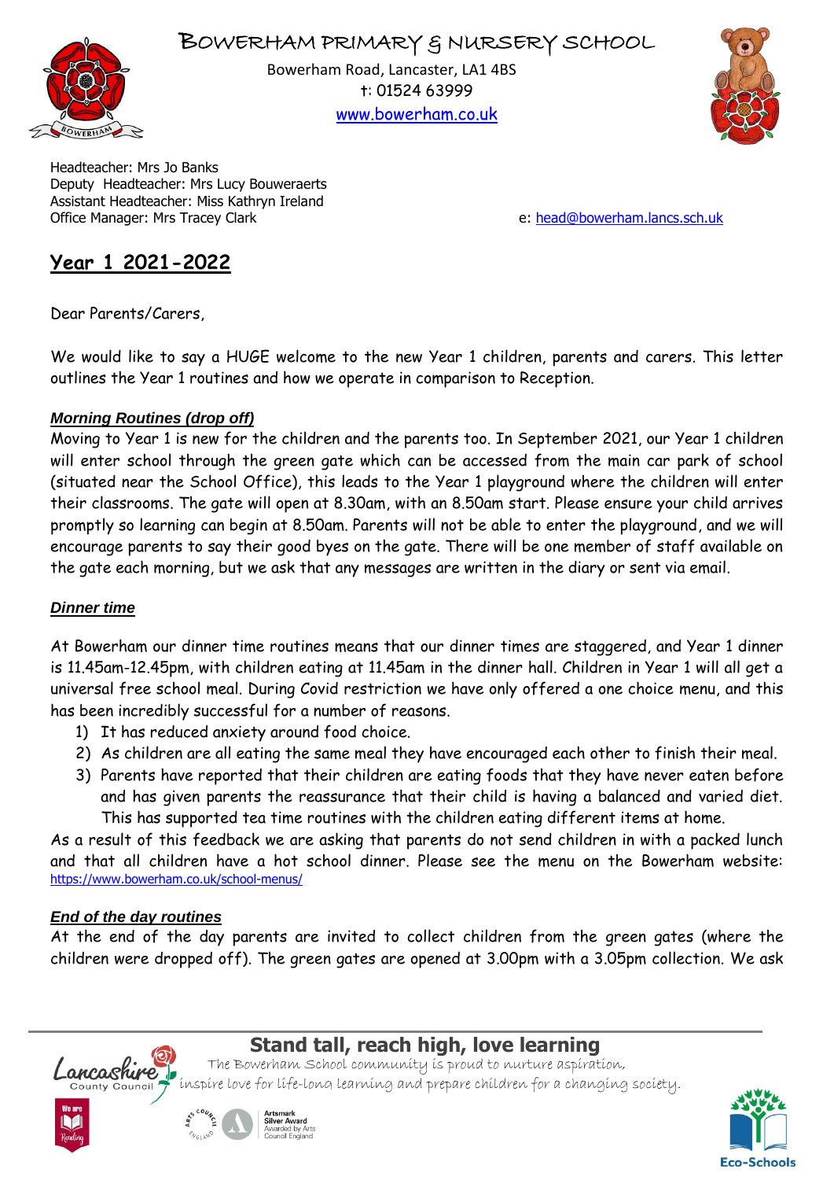# BOWERHAM PRIMARY & NURSERY SCHOOL

Bowerham Road, Lancaster, LA1 4BS
t: 01524 63999
www.bowerham.co.uk

Headteacher: Mrs Jo Banks
Deputy Headteacher: Mrs Lucy Bouweraerts
Assistant Headteacher: Miss Kathryn Ireland
Office Manager: Mrs Tracey Clark

e: head@bowerham.lancs.sch.uk

## Year 1 2021-2022

Dear Parents/Carers,

We would like to say a HUGE welcome to the new Year 1 children, parents and carers. This letter outlines the Year 1 routines and how we operate in comparison to Reception.

### *Morning Routines (drop off)*

Moving to Year 1 is new for the children and the parents too. In September 2021, our Year 1 children will enter school through the green gate which can be accessed from the main car park of school (situated near the School Office), this leads to the Year 1 playground where the children will enter their classrooms. The gate will open at 8.30am, with an 8.50am start. Please ensure your child arrives promptly so learning can begin at 8.50am. Parents will not be able to enter the playground, and we will encourage parents to say their good byes on the gate. There will be one member of staff available on the gate each morning, but we ask that any messages are written in the diary or sent via email.

### *Dinner time*

At Bowerham our dinner time routines means that our dinner times are staggered, and Year 1 dinner is 11.45am-12.45pm, with children eating at 11.45am in the dinner hall. Children in Year 1 will all get a universal free school meal. During Covid restriction we have only offered a one choice menu, and this has been incredibly successful for a number of reasons.

1) It has reduced anxiety around food choice.
2) As children are all eating the same meal they have encouraged each other to finish their meal.
3) Parents have reported that their children are eating foods that they have never eaten before and has given parents the reassurance that their child is having a balanced and varied diet. This has supported tea time routines with the children eating different items at home.

As a result of this feedback we are asking that parents do not send children in with a packed lunch and that all children have a hot school dinner. Please see the menu on the Bowerham website: https://www.bowerham.co.uk/school-menus/

### *End of the day routines*

At the end of the day parents are invited to collect children from the green gates (where the children were dropped off). The green gates are opened at 3.00pm with a 3.05pm collection. We ask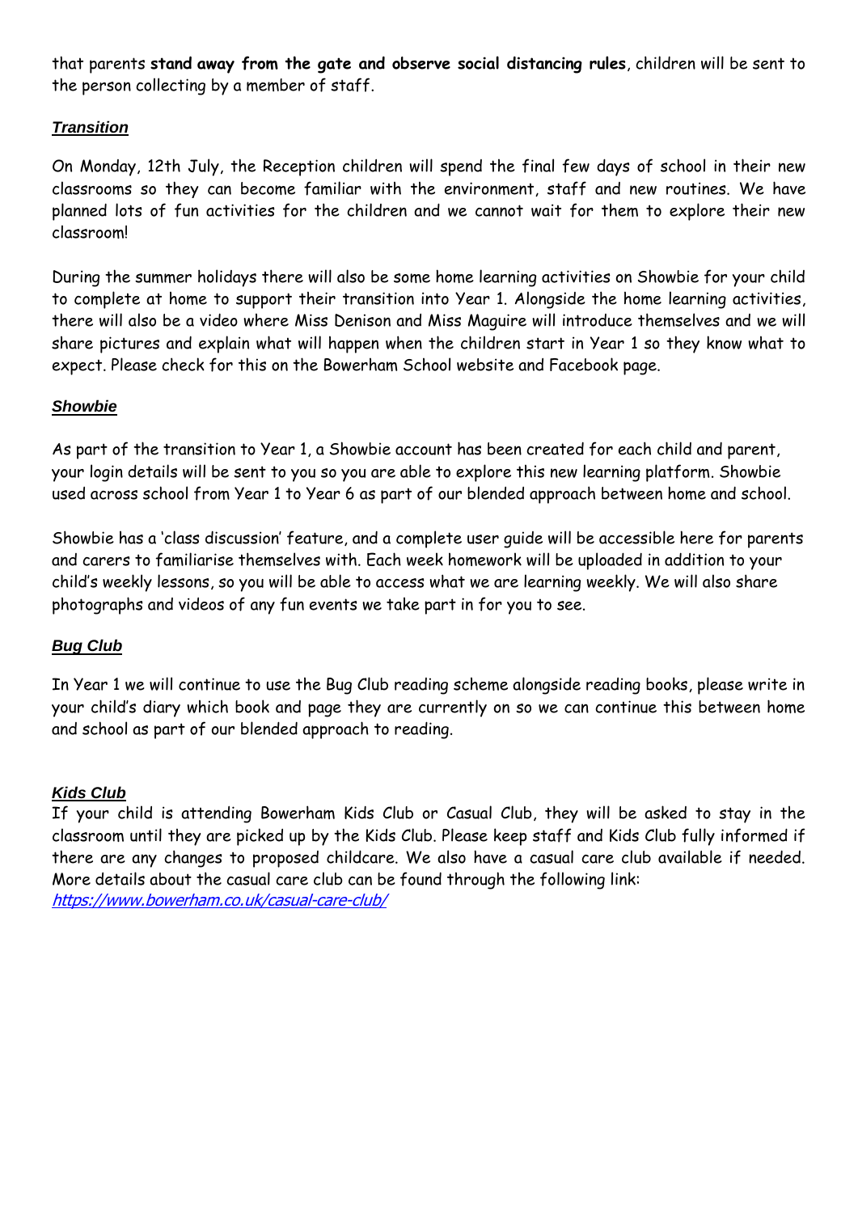that parents **stand away from the gate and observe social distancing rules**, children will be sent to the person collecting by a member of staff.

## ***Transition***

On Monday, 12th July, the Reception children will spend the final few days of school in their new classrooms so they can become familiar with the environment, staff and new routines. We have planned lots of fun activities for the children and we cannot wait for them to explore their new classroom!

During the summer holidays there will also be some home learning activities on Showbie for your child to complete at home to support their transition into Year 1. Alongside the home learning activities, there will also be a video where Miss Denison and Miss Maguire will introduce themselves and we will share pictures and explain what will happen when the children start in Year 1 so they know what to expect. Please check for this on the Bowerham School website and Facebook page.

## ***Showbie***

As part of the transition to Year 1, a Showbie account has been created for each child and parent, your login details will be sent to you so you are able to explore this new learning platform. Showbie used across school from Year 1 to Year 6 as part of our blended approach between home and school.

Showbie has a 'class discussion' feature, and a complete user guide will be accessible here for parents and carers to familiarise themselves with. Each week homework will be uploaded in addition to your child's weekly lessons, so you will be able to access what we are learning weekly. We will also share photographs and videos of any fun events we take part in for you to see.

## ***Bug Club***

In Year 1 we will continue to use the Bug Club reading scheme alongside reading books, please write in your child's diary which book and page they are currently on so we can continue this between home and school as part of our blended approach to reading.

## ***Kids Club***

If your child is attending Bowerham Kids Club or Casual Club, they will be asked to stay in the classroom until they are picked up by the Kids Club. Please keep staff and Kids Club fully informed if there are any changes to proposed childcare. We also have a casual care club available if needed. More details about the casual care club can be found through the following link: https://www.bowerham.co.uk/casual-care-club/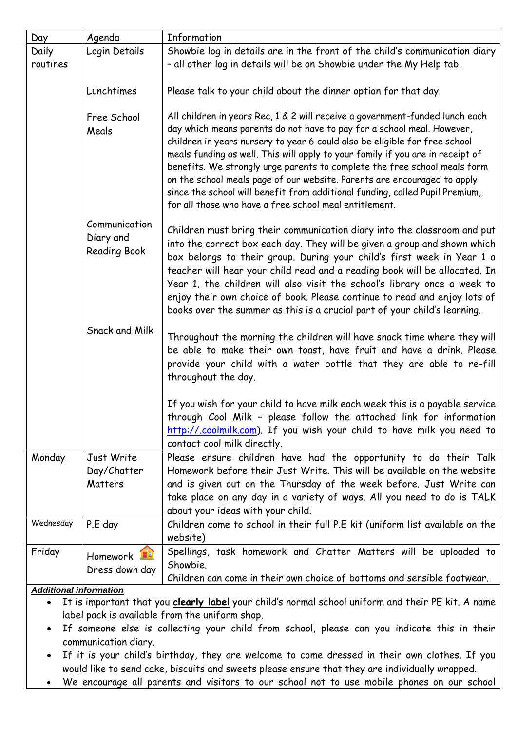| Day | Agenda | Information |
|---|---|---|
| Daily routines | Login Details | Showbie log in details are in the front of the child's communication diary – all other log in details will be on Showbie under the My Help tab. |
| | Lunchtimes | Please talk to your child about the dinner option for that day. |
| | Free School Meals | All children in years Rec, 1 & 2 will receive a government-funded lunch each day which means parents do not have to pay for a school meal. However, children in years nursery to year 6 could also be eligible for free school meals funding as well. This will apply to your family if you are in receipt of benefits. We strongly urge parents to complete the free school meals form on the school meals page of our website. Parents are encouraged to apply since the school will benefit from additional funding, called Pupil Premium, for all those who have a free school meal entitlement. |
| | Communication Diary and Reading Book | Children must bring their communication diary into the classroom and put into the correct box each day. They will be given a group and shown which box belongs to their group. During your child's first week in Year 1 a teacher will hear your child read and a reading book will be allocated. In Year 1, the children will also visit the school's library once a week to enjoy their own choice of book. Please continue to read and enjoy lots of books over the summer as this is a crucial part of your child's learning. |
| | Snack and Milk | Throughout the morning the children will have snack time where they will be able to make their own toast, have fruit and have a drink. Please provide your child with a water bottle that they are able to re-fill throughout the day.<br><br>If you wish for your child to have milk each week this is a payable service through Cool Milk – please follow the attached link for information http://.coolmilk.com). If you wish your child to have milk you need to contact cool milk directly. |
| Monday | Just Write Day/Chatter Matters | Please ensure children have had the opportunity to do their Talk Homework before their Just Write. This will be available on the website and is given out on the Thursday of the week before. Just Write can take place on any day in a variety of ways. All you need to do is TALK about your ideas with your child. |
| Wednesday | P.E day | Children come to school in their full P.E kit (uniform list available on the website) |
| Friday | Homework<br>Dress down day | Spellings, task homework and Chatter Matters will be uploaded to Showbie.<br>Children can come in their own choice of bottoms and sensible footwear. |

***Additional information***

- It is important that you **clearly label** your child's normal school uniform and their PE kit. A name label pack is available from the uniform shop.
- If someone else is collecting your child from school, please can you indicate this in their communication diary.
- If it is your child's birthday, they are welcome to come dressed in their own clothes. If you would like to send cake, biscuits and sweets please ensure that they are individually wrapped.
- We encourage all parents and visitors to our school not to use mobile phones on our school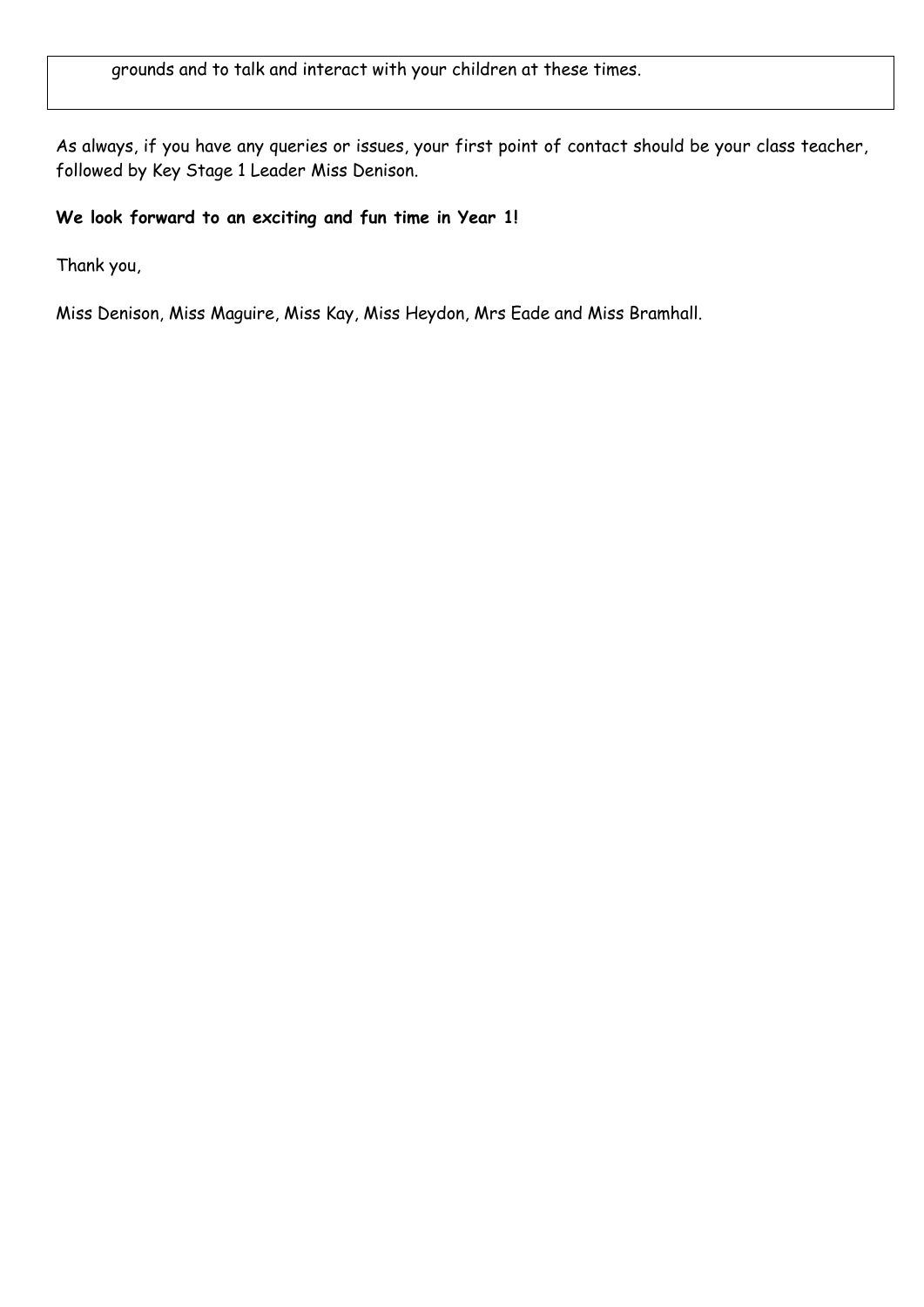grounds and to talk and interact with your children at these times.

As always, if you have any queries or issues, your first point of contact should be your class teacher, followed by Key Stage 1 Leader Miss Denison.

**We look forward to an exciting and fun time in Year 1!**

Thank you,

Miss Denison, Miss Maguire, Miss Kay, Miss Heydon, Mrs Eade and Miss Bramhall.